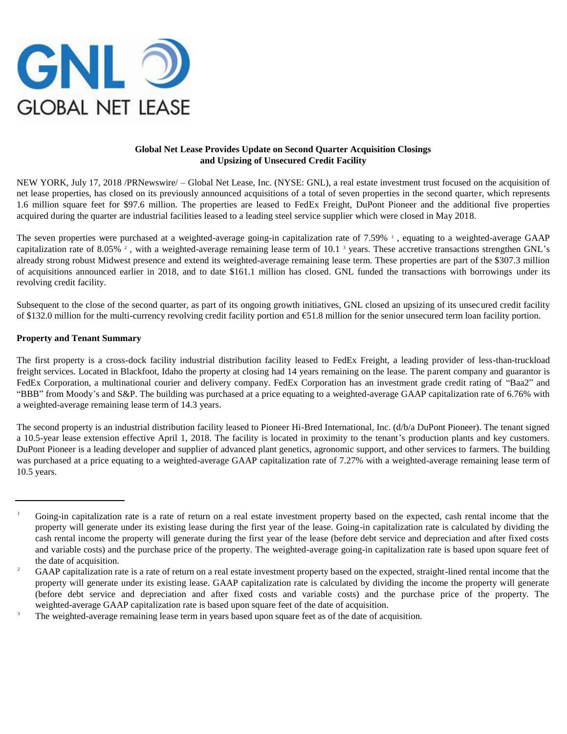GNL
GLOBAL NET LEASE

**Global Net Lease Provides Update on Second Quarter Acquisition Closings and Upsizing of Unsecured Credit Facility**

NEW YORK, July 17, 2018 /PRNewswire/ – Global Net Lease, Inc. (NYSE: GNL), a real estate investment trust focused on the acquisition of net lease properties, has closed on its previously announced acquisitions of a total of seven properties in the second quarter, which represents 1.6 million square feet for $97.6 million. The properties are leased to FedEx Freight, DuPont Pioneer and the additional five properties acquired during the quarter are industrial facilities leased to a leading steel service supplier which were closed in May 2018.

The seven properties were purchased at a weighted-average going-in capitalization rate of 7.59% [1], equating to a weighted-average GAAP capitalization rate of 8.05% [2], with a weighted-average remaining lease term of 10.1 [3] years. These accretive transactions strengthen GNL's already strong robust Midwest presence and extend its weighted-average remaining lease term. These properties are part of the $307.3 million of acquisitions announced earlier in 2018, and to date $161.1 million has closed. GNL funded the transactions with borrowings under its revolving credit facility.

Subsequent to the close of the second quarter, as part of its ongoing growth initiatives, GNL closed an upsizing of its unsecured credit facility of $132.0 million for the multi-currency revolving credit facility portion and €51.8 million for the senior unsecured term loan facility portion.

**Property and Tenant Summary**

The first property is a cross-dock facility industrial distribution facility leased to FedEx Freight, a leading provider of less-than-truckload freight services. Located in Blackfoot, Idaho the property at closing had 14 years remaining on the lease. The parent company and guarantor is FedEx Corporation, a multinational courier and delivery company. FedEx Corporation has an investment grade credit rating of "Baa2" and "BBB" from Moody's and S&P. The building was purchased at a price equating to a weighted-average GAAP capitalization rate of 6.76% with a weighted-average remaining lease term of 14.3 years.

The second property is an industrial distribution facility leased to Pioneer Hi-Bred International, Inc. (d/b/a DuPont Pioneer). The tenant signed a 10.5-year lease extension effective April 1, 2018. The facility is located in proximity to the tenant's production plants and key customers. DuPont Pioneer is a leading developer and supplier of advanced plant genetics, agronomic support, and other services to farmers. The building was purchased at a price equating to a weighted-average GAAP capitalization rate of 7.27% with a weighted-average remaining lease term of 10.5 years.

---

[1] Going-in capitalization rate is a rate of return on a real estate investment property based on the expected, cash rental income that the property will generate under its existing lease during the first year of the lease. Going-in capitalization rate is calculated by dividing the cash rental income the property will generate during the first year of the lease (before debt service and depreciation and after fixed costs and variable costs) and the purchase price of the property. The weighted-average going-in capitalization rate is based upon square feet of the date of acquisition.

[2] GAAP capitalization rate is a rate of return on a real estate investment property based on the expected, straight-lined rental income that the property will generate under its existing lease. GAAP capitalization rate is calculated by dividing the income the property will generate (before debt service and depreciation and after fixed costs and variable costs) and the purchase price of the property. The weighted-average GAAP capitalization rate is based upon square feet of the date of acquisition.

[3] The weighted-average remaining lease term in years based upon square feet as of the date of acquisition.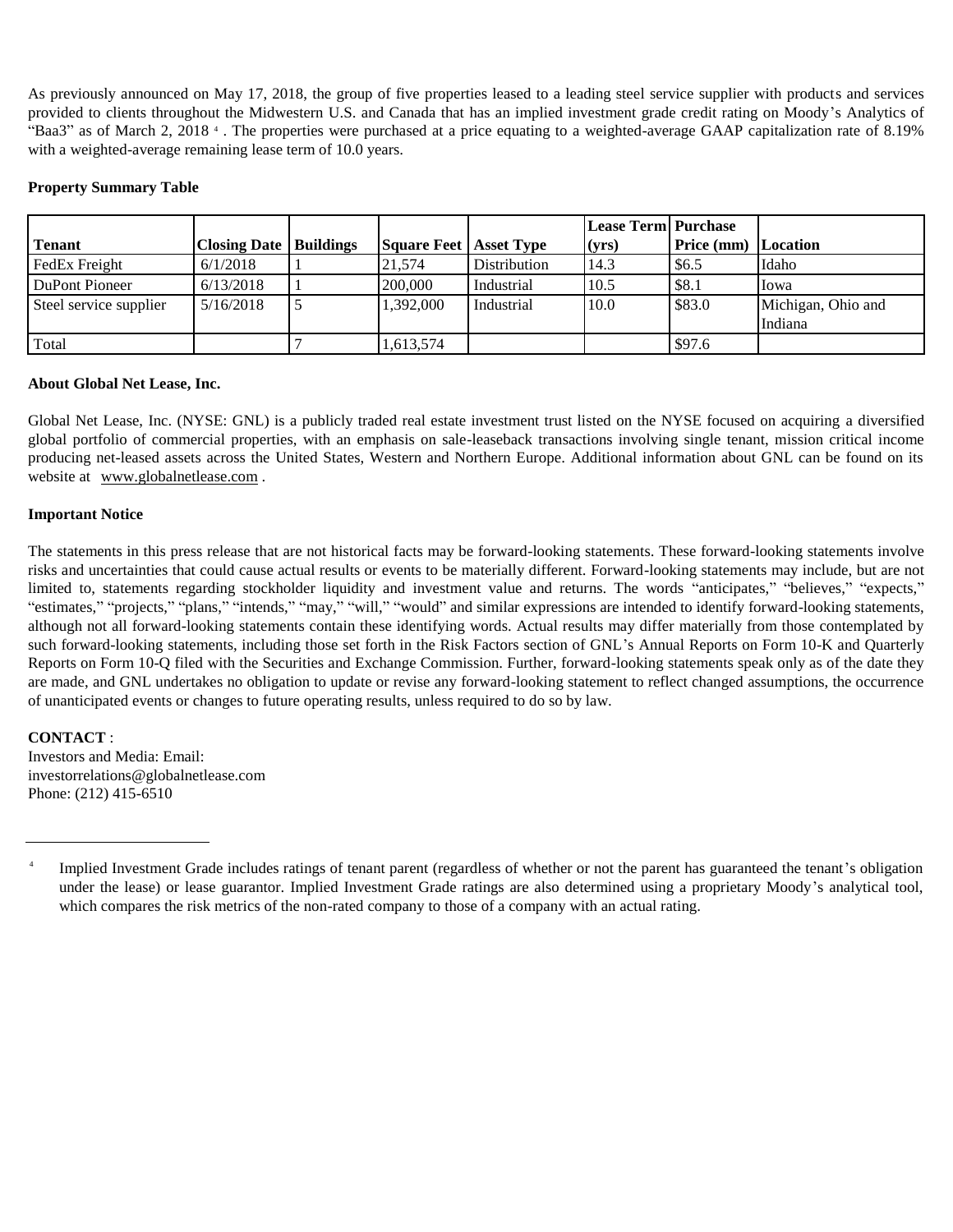As previously announced on May 17, 2018, the group of five properties leased to a leading steel service supplier with products and services provided to clients throughout the Midwestern U.S. and Canada that has an implied investment grade credit rating on Moody's Analytics of "Baa3" as of March 2, 2018 [4]. The properties were purchased at a price equating to a weighted-average GAAP capitalization rate of 8.19% with a weighted-average remaining lease term of 10.0 years.

**Property Summary Table**

| Tenant | Closing Date | Buildings | Square Feet | Asset Type | Lease Term (yrs) | Purchase Price (mm) | Location |
|---|---|---|---|---|---|---|---|
| FedEx Freight | 6/1/2018 | 1 | 21,574 | Distribution | 14.3 | $6.5 | Idaho |
| DuPont Pioneer | 6/13/2018 | 1 | 200,000 | Industrial | 10.5 | $8.1 | Iowa |
| Steel service supplier | 5/16/2018 | 5 | 1,392,000 | Industrial | 10.0 | $83.0 | Michigan, Ohio and Indiana |
| Total | | 7 | 1,613,574 | | | $97.6 | |

**About Global Net Lease, Inc.**

Global Net Lease, Inc. (NYSE: GNL) is a publicly traded real estate investment trust listed on the NYSE focused on acquiring a diversified global portfolio of commercial properties, with an emphasis on sale-leaseback transactions involving single tenant, mission critical income producing net-leased assets across the United States, Western and Northern Europe. Additional information about GNL can be found on its website at www.globalnetlease.com .

**Important Notice**

The statements in this press release that are not historical facts may be forward-looking statements. These forward-looking statements involve risks and uncertainties that could cause actual results or events to be materially different. Forward-looking statements may include, but are not limited to, statements regarding stockholder liquidity and investment value and returns. The words "anticipates," "believes," "expects," "estimates," "projects," "plans," "intends," "may," "will," "would" and similar expressions are intended to identify forward-looking statements, although not all forward-looking statements contain these identifying words. Actual results may differ materially from those contemplated by such forward-looking statements, including those set forth in the Risk Factors section of GNL's Annual Reports on Form 10-K and Quarterly Reports on Form 10-Q filed with the Securities and Exchange Commission. Further, forward-looking statements speak only as of the date they are made, and GNL undertakes no obligation to update or revise any forward-looking statement to reflect changed assumptions, the occurrence of unanticipated events or changes to future operating results, unless required to do so by law.

**CONTACT** :
Investors and Media: Email:
investorrelations@globalnetlease.com
Phone: (212) 415-6510

---

[4] Implied Investment Grade includes ratings of tenant parent (regardless of whether or not the parent has guaranteed the tenant's obligation under the lease) or lease guarantor. Implied Investment Grade ratings are also determined using a proprietary Moody's analytical tool, which compares the risk metrics of the non-rated company to those of a company with an actual rating.